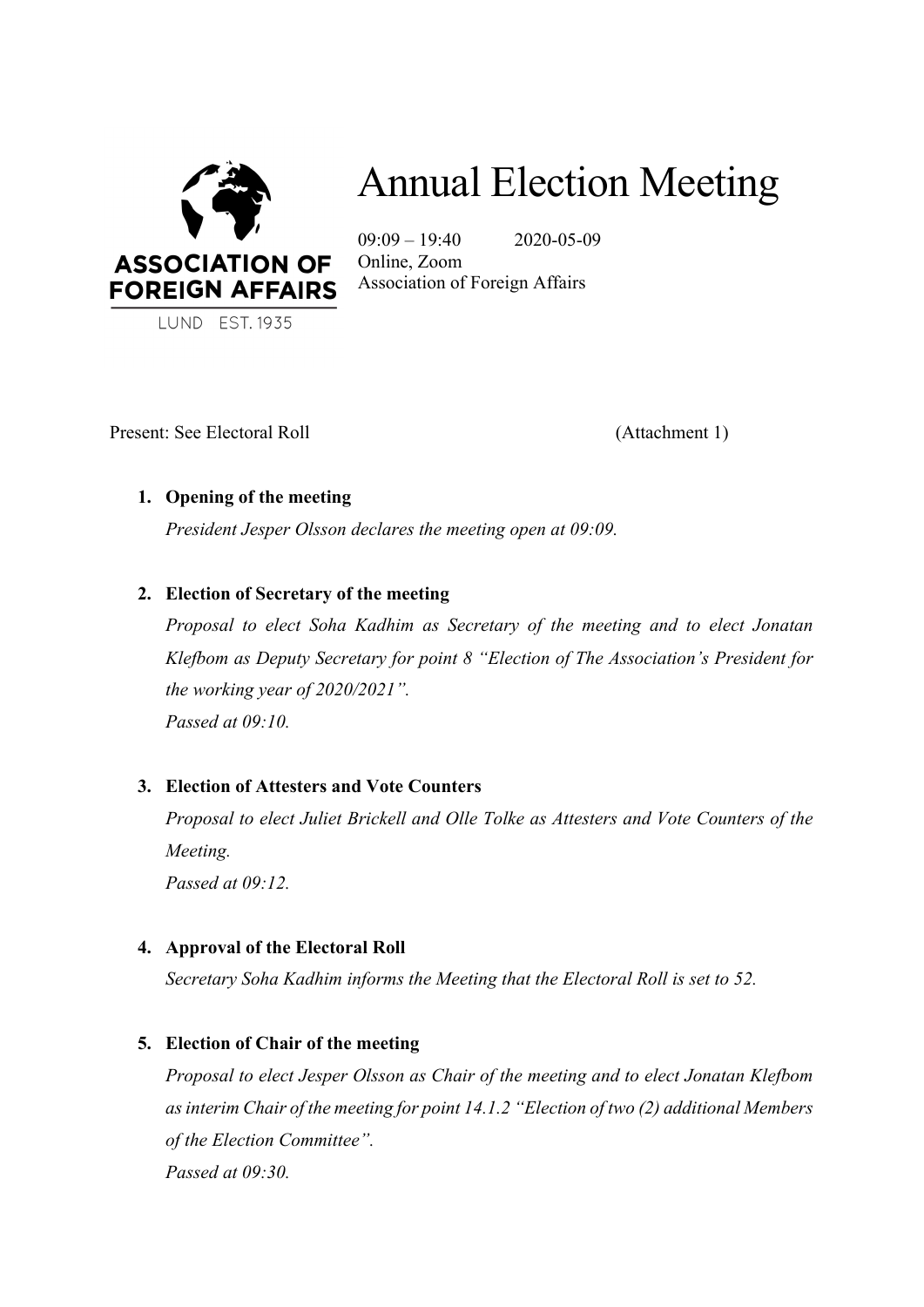# Annual Election Meeting

09:09 – 19:40 2020-05-09
Online, Zoom
Association of Foreign Affairs

ASSOCIATION OF FOREIGN AFFAIRS
LUND EST. 1935

Present: See Electoral Roll (Attachment 1)

1. **Opening of the meeting**

   *President Jesper Olsson declares the meeting open at 09:09.*

2. **Election of Secretary of the meeting**

   *Proposal to elect Soha Kadhim as Secretary of the meeting and to elect Jonatan Klefbom as Deputy Secretary for point 8 "Election of The Association's President for the working year of 2020/2021".*
   *Passed at 09:10.*

3. **Election of Attesters and Vote Counters**

   *Proposal to elect Juliet Brickell and Olle Tolke as Attesters and Vote Counters of the Meeting.*
   *Passed at 09:12.*

4. **Approval of the Electoral Roll**

   *Secretary Soha Kadhim informs the Meeting that the Electoral Roll is set to 52.*

5. **Election of Chair of the meeting**

   *Proposal to elect Jesper Olsson as Chair of the meeting and to elect Jonatan Klefbom as interim Chair of the meeting for point 14.1.2 "Election of two (2) additional Members of the Election Committee".*
   *Passed at 09:30.*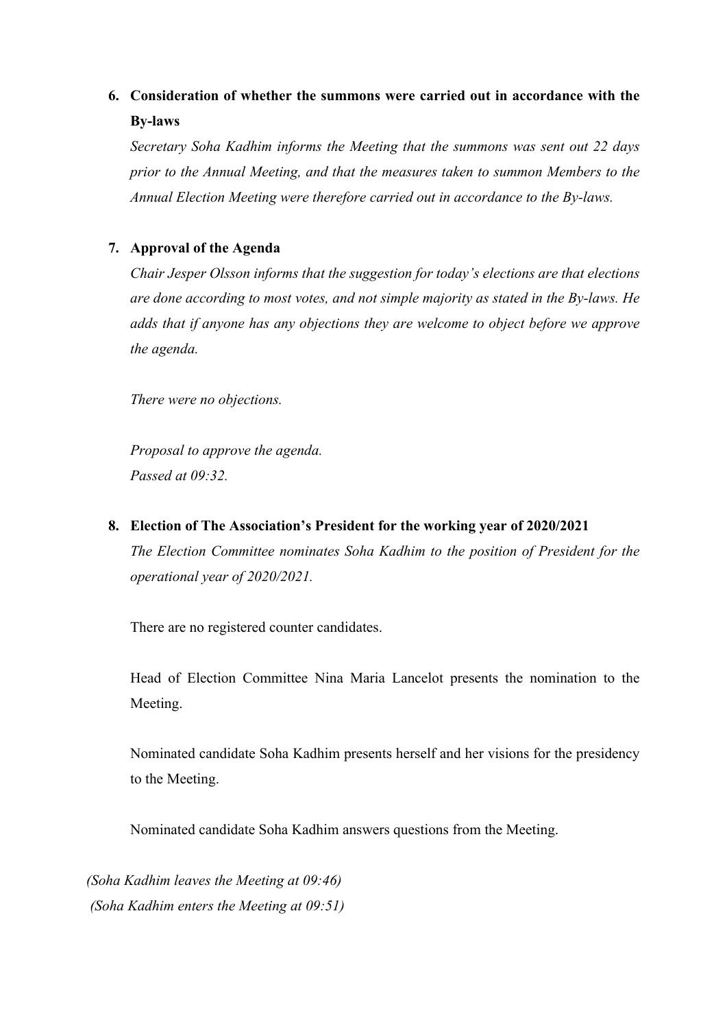6. **Consideration of whether the summons were carried out in accordance with the By-laws**

   *Secretary Soha Kadhim informs the Meeting that the summons was sent out 22 days prior to the Annual Meeting, and that the measures taken to summon Members to the Annual Election Meeting were therefore carried out in accordance to the By-laws.*

7. **Approval of the Agenda**

   *Chair Jesper Olsson informs that the suggestion for today's elections are that elections are done according to most votes, and not simple majority as stated in the By-laws. He adds that if anyone has any objections they are welcome to object before we approve the agenda.*

   *There were no objections.*

   *Proposal to approve the agenda.*
   *Passed at 09:32.*

8. **Election of The Association's President for the working year of 2020/2021**

   *The Election Committee nominates Soha Kadhim to the position of President for the operational year of 2020/2021.*

   There are no registered counter candidates.

   Head of Election Committee Nina Maria Lancelot presents the nomination to the Meeting.

   Nominated candidate Soha Kadhim presents herself and her visions for the presidency to the Meeting.

   Nominated candidate Soha Kadhim answers questions from the Meeting.

*(Soha Kadhim leaves the Meeting at 09:46)*
*(Soha Kadhim enters the Meeting at 09:51)*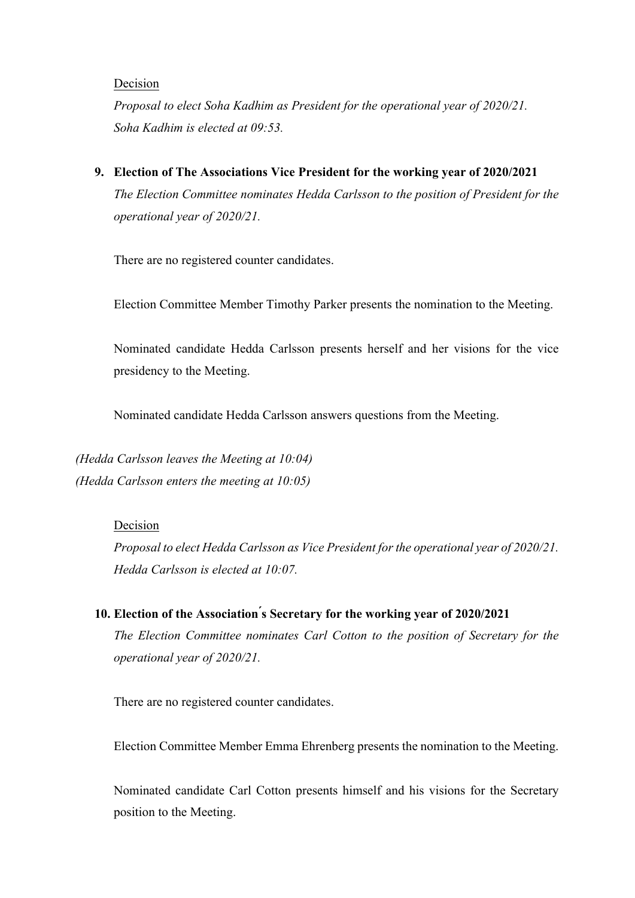Decision

*Proposal to elect Soha Kadhim as President for the operational year of 2020/21.*
*Soha Kadhim is elected at 09:53.*

**9. Election of The Associations Vice President for the working year of 2020/2021**

*The Election Committee nominates Hedda Carlsson to the position of President for the operational year of 2020/21.*

There are no registered counter candidates.

Election Committee Member Timothy Parker presents the nomination to the Meeting.

Nominated candidate Hedda Carlsson presents herself and her visions for the vice presidency to the Meeting.

Nominated candidate Hedda Carlsson answers questions from the Meeting.

*(Hedda Carlsson leaves the Meeting at 10:04)*
*(Hedda Carlsson enters the meeting at 10:05)*

Decision

*Proposal to elect Hedda Carlsson as Vice President for the operational year of 2020/21.*
*Hedda Carlsson is elected at 10:07.*

**10. Election of the Association´s Secretary for the working year of 2020/2021**

*The Election Committee nominates Carl Cotton to the position of Secretary for the operational year of 2020/21.*

There are no registered counter candidates.

Election Committee Member Emma Ehrenberg presents the nomination to the Meeting.

Nominated candidate Carl Cotton presents himself and his visions for the Secretary position to the Meeting.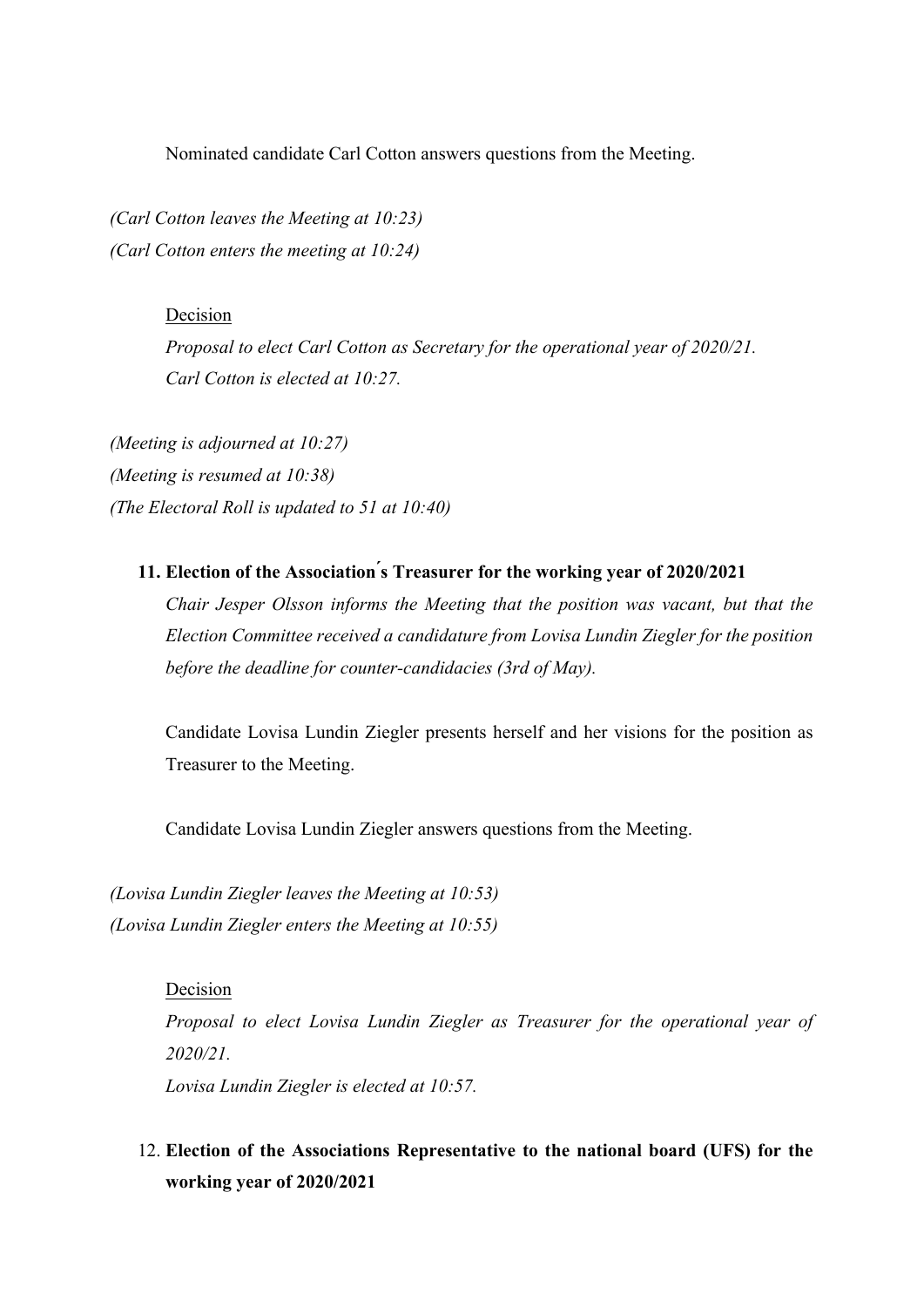Nominated candidate Carl Cotton answers questions from the Meeting.

*(Carl Cotton leaves the Meeting at 10:23)*
*(Carl Cotton enters the meeting at 10:24)*

Decision

*Proposal to elect Carl Cotton as Secretary for the operational year of 2020/21.*
*Carl Cotton is elected at 10:27.*

*(Meeting is adjourned at 10:27)*
*(Meeting is resumed at 10:38)*
*(The Electoral Roll is updated to 51 at 10:40)*

**11. Election of the Association ́s Treasurer for the working year of 2020/2021**

*Chair Jesper Olsson informs the Meeting that the position was vacant, but that the Election Committee received a candidature from Lovisa Lundin Ziegler for the position before the deadline for counter-candidacies (3rd of May).*

Candidate Lovisa Lundin Ziegler presents herself and her visions for the position as Treasurer to the Meeting.

Candidate Lovisa Lundin Ziegler answers questions from the Meeting.

*(Lovisa Lundin Ziegler leaves the Meeting at 10:53)*
*(Lovisa Lundin Ziegler enters the Meeting at 10:55)*

Decision

*Proposal to elect Lovisa Lundin Ziegler as Treasurer for the operational year of 2020/21.*
*Lovisa Lundin Ziegler is elected at 10:57.*

12. **Election of the Associations Representative to the national board (UFS) for the working year of 2020/2021**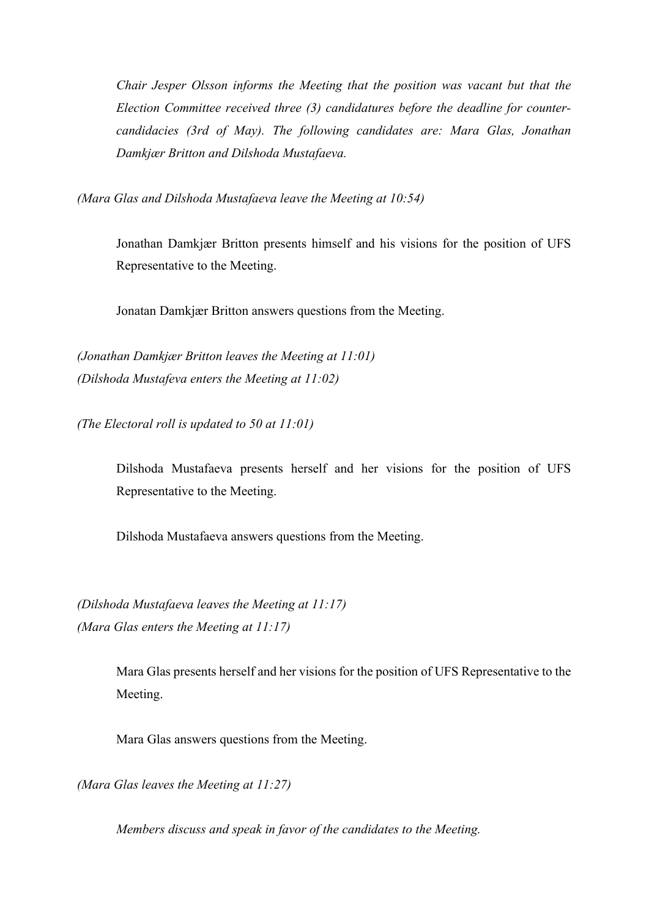*Chair Jesper Olsson informs the Meeting that the position was vacant but that the Election Committee received three (3) candidatures before the deadline for counter-candidacies (3rd of May). The following candidates are: Mara Glas, Jonathan Damkjær Britton and Dilshoda Mustafaeva.*

*(Mara Glas and Dilshoda Mustafaeva leave the Meeting at 10:54)*

Jonathan Damkjær Britton presents himself and his visions for the position of UFS Representative to the Meeting.

Jonatan Damkjær Britton answers questions from the Meeting.

*(Jonathan Damkjær Britton leaves the Meeting at 11:01)*
*(Dilshoda Mustafeva enters the Meeting at 11:02)*

*(The Electoral roll is updated to 50 at 11:01)*

Dilshoda Mustafaeva presents herself and her visions for the position of UFS Representative to the Meeting.

Dilshoda Mustafaeva answers questions from the Meeting.

*(Dilshoda Mustafaeva leaves the Meeting at 11:17)*
*(Mara Glas enters the Meeting at 11:17)*

Mara Glas presents herself and her visions for the position of UFS Representative to the Meeting.

Mara Glas answers questions from the Meeting.

*(Mara Glas leaves the Meeting at 11:27)*

*Members discuss and speak in favor of the candidates to the Meeting.*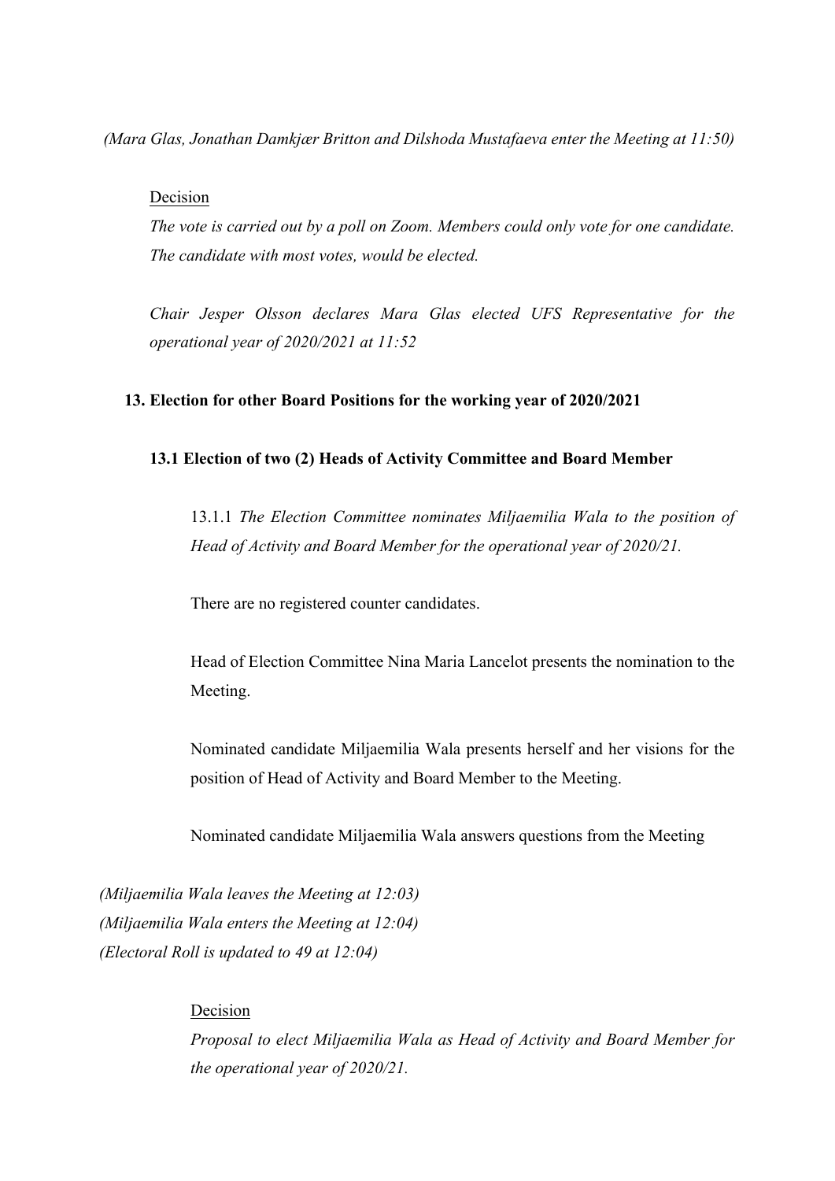*(Mara Glas, Jonathan Damkjær Britton and Dilshoda Mustafaeva enter the Meeting at 11:50)*

Decision

*The vote is carried out by a poll on Zoom. Members could only vote for one candidate. The candidate with most votes, would be elected.*

*Chair Jesper Olsson declares Mara Glas elected UFS Representative for the operational year of 2020/2021 at 11:52*

## 13. Election for other Board Positions for the working year of 2020/2021

### 13.1 Election of two (2) Heads of Activity Committee and Board Member

13.1.1 *The Election Committee nominates Miljaemilia Wala to the position of Head of Activity and Board Member for the operational year of 2020/21.*

There are no registered counter candidates.

Head of Election Committee Nina Maria Lancelot presents the nomination to the Meeting.

Nominated candidate Miljaemilia Wala presents herself and her visions for the position of Head of Activity and Board Member to the Meeting.

Nominated candidate Miljaemilia Wala answers questions from the Meeting

*(Miljaemilia Wala leaves the Meeting at 12:03)*
*(Miljaemilia Wala enters the Meeting at 12:04)*
*(Electoral Roll is updated to 49 at 12:04)*

Decision

*Proposal to elect Miljaemilia Wala as Head of Activity and Board Member for the operational year of 2020/21.*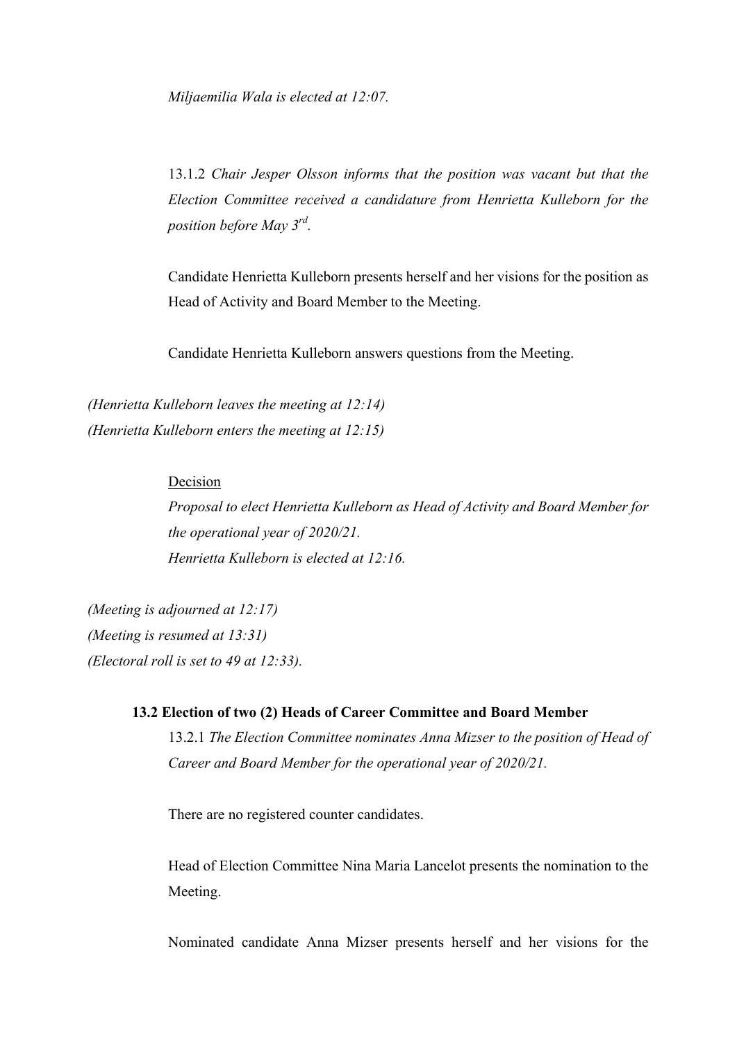*Miljaemilia Wala is elected at 12:07.*

13.1.2 *Chair Jesper Olsson informs that the position was vacant but that the Election Committee received a candidature from Henrietta Kulleborn for the position before May 3rd.*

Candidate Henrietta Kulleborn presents herself and her visions for the position as Head of Activity and Board Member to the Meeting.

Candidate Henrietta Kulleborn answers questions from the Meeting.

*(Henrietta Kulleborn leaves the meeting at 12:14)*
*(Henrietta Kulleborn enters the meeting at 12:15)*

Decision
*Proposal to elect Henrietta Kulleborn as Head of Activity and Board Member for the operational year of 2020/21.*
*Henrietta Kulleborn is elected at 12:16.*

*(Meeting is adjourned at 12:17)*
*(Meeting is resumed at 13:31)*
*(Electoral roll is set to 49 at 12:33).*

### 13.2 Election of two (2) Heads of Career Committee and Board Member

13.2.1 *The Election Committee nominates Anna Mizser to the position of Head of Career and Board Member for the operational year of 2020/21.*

There are no registered counter candidates.

Head of Election Committee Nina Maria Lancelot presents the nomination to the Meeting.

Nominated candidate Anna Mizser presents herself and her visions for the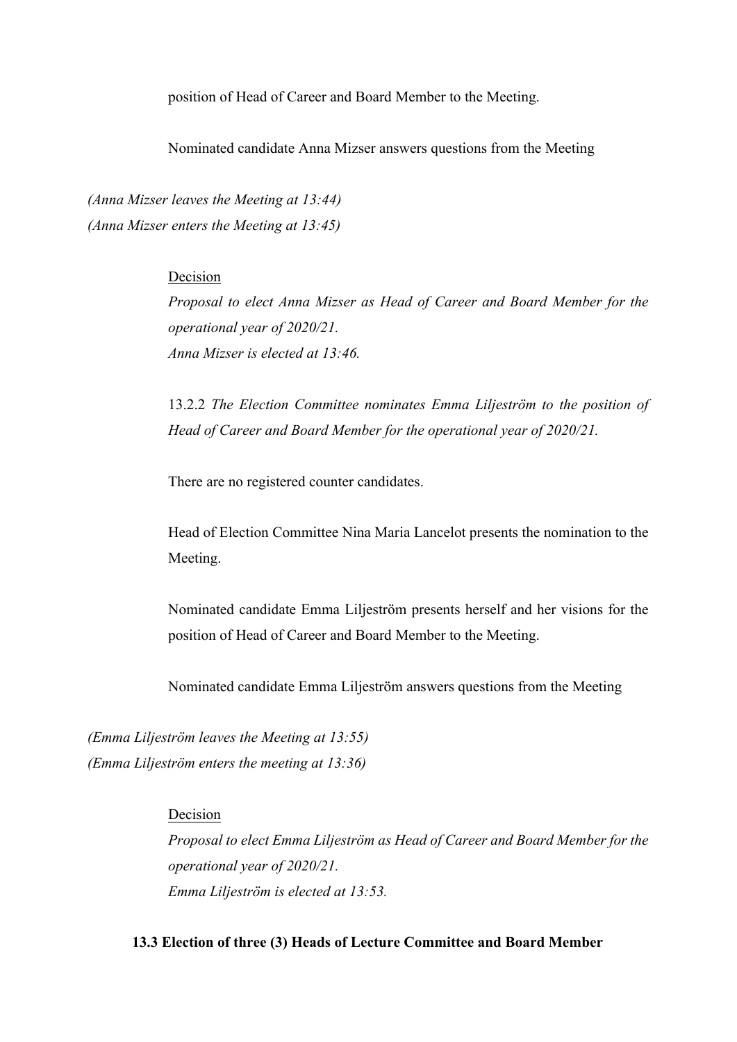position of Head of Career and Board Member to the Meeting.

Nominated candidate Anna Mizser answers questions from the Meeting

*(Anna Mizser leaves the Meeting at 13:44)*
*(Anna Mizser enters the Meeting at 13:45)*

Decision
*Proposal to elect Anna Mizser as Head of Career and Board Member for the operational year of 2020/21.*
*Anna Mizser is elected at 13:46.*

13.2.2 *The Election Committee nominates Emma Liljeström to the position of Head of Career and Board Member for the operational year of 2020/21.*

There are no registered counter candidates.

Head of Election Committee Nina Maria Lancelot presents the nomination to the Meeting.

Nominated candidate Emma Liljeström presents herself and her visions for the position of Head of Career and Board Member to the Meeting.

Nominated candidate Emma Liljeström answers questions from the Meeting

*(Emma Liljeström leaves the Meeting at 13:55)*
*(Emma Liljeström enters the meeting at 13:36)*

Decision
*Proposal to elect Emma Liljeström as Head of Career and Board Member for the operational year of 2020/21.*
*Emma Liljeström is elected at 13:53.*

**13.3 Election of three (3) Heads of Lecture Committee and Board Member**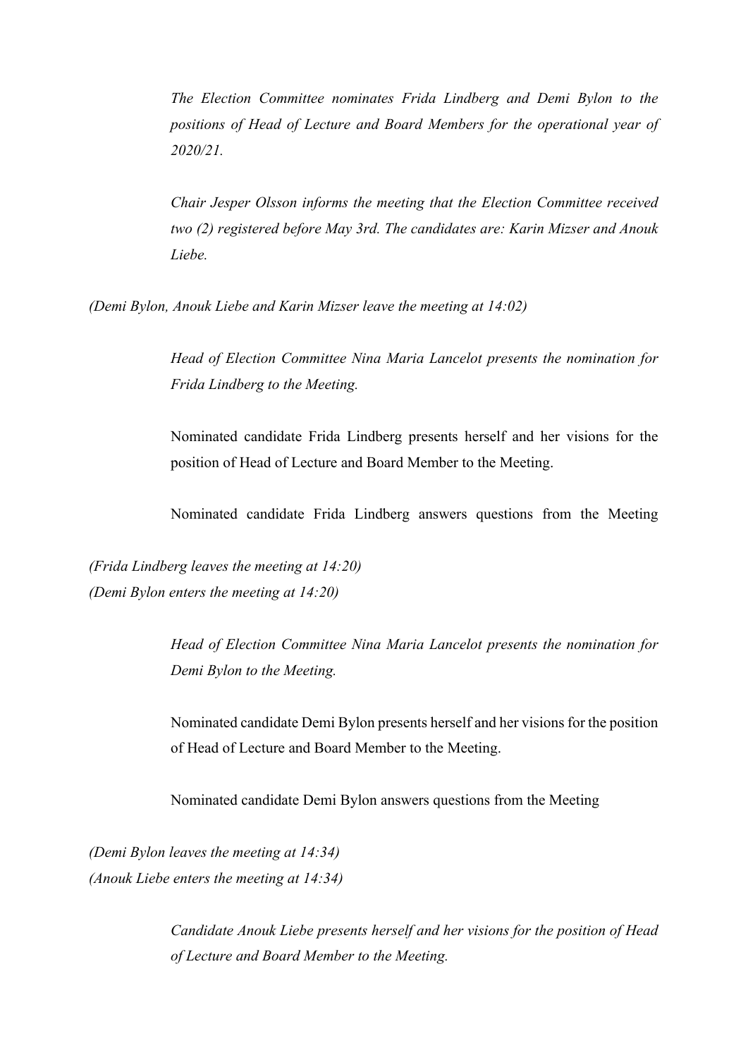*The Election Committee nominates Frida Lindberg and Demi Bylon to the positions of Head of Lecture and Board Members for the operational year of 2020/21.*

*Chair Jesper Olsson informs the meeting that the Election Committee received two (2) registered before May 3rd. The candidates are: Karin Mizser and Anouk Liebe.*

*(Demi Bylon, Anouk Liebe and Karin Mizser leave the meeting at 14:02)*

*Head of Election Committee Nina Maria Lancelot presents the nomination for Frida Lindberg to the Meeting.*

Nominated candidate Frida Lindberg presents herself and her visions for the position of Head of Lecture and Board Member to the Meeting.

Nominated candidate Frida Lindberg answers questions from the Meeting

*(Frida Lindberg leaves the meeting at 14:20)*
*(Demi Bylon enters the meeting at 14:20)*

*Head of Election Committee Nina Maria Lancelot presents the nomination for Demi Bylon to the Meeting.*

Nominated candidate Demi Bylon presents herself and her visions for the position of Head of Lecture and Board Member to the Meeting.

Nominated candidate Demi Bylon answers questions from the Meeting

*(Demi Bylon leaves the meeting at 14:34)*
*(Anouk Liebe enters the meeting at 14:34)*

*Candidate Anouk Liebe presents herself and her visions for the position of Head of Lecture and Board Member to the Meeting.*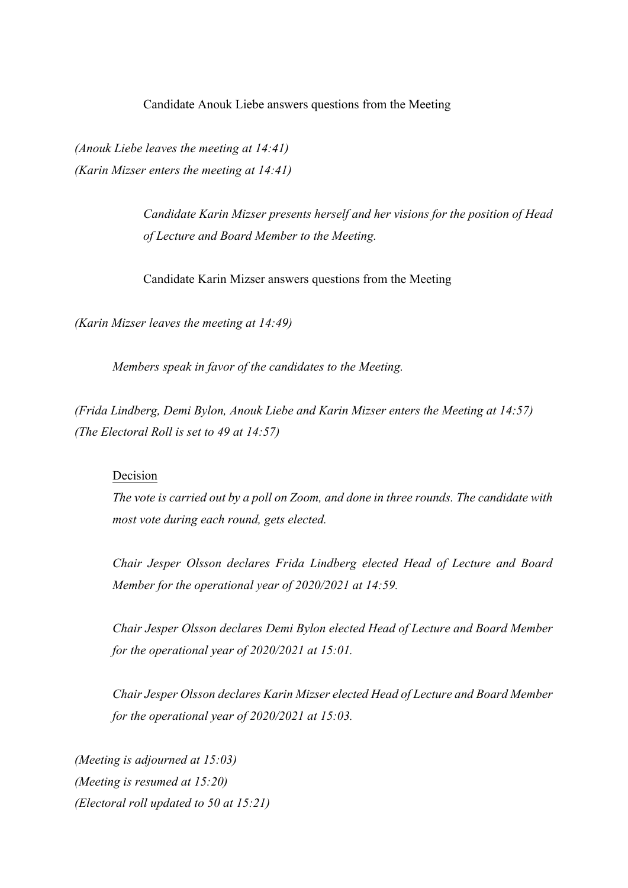Candidate Anouk Liebe answers questions from the Meeting

*(Anouk Liebe leaves the meeting at 14:41)*
*(Karin Mizser enters the meeting at 14:41)*

*Candidate Karin Mizser presents herself and her visions for the position of Head of Lecture and Board Member to the Meeting.*

Candidate Karin Mizser answers questions from the Meeting

*(Karin Mizser leaves the meeting at 14:49)*

*Members speak in favor of the candidates to the Meeting.*

*(Frida Lindberg, Demi Bylon, Anouk Liebe and Karin Mizser enters the Meeting at 14:57)*
*(The Electoral Roll is set to 49 at 14:57)*

<u>Decision</u>

*The vote is carried out by a poll on Zoom, and done in three rounds. The candidate with most vote during each round, gets elected.*

*Chair Jesper Olsson declares Frida Lindberg elected Head of Lecture and Board Member for the operational year of 2020/2021 at 14:59.*

*Chair Jesper Olsson declares Demi Bylon elected Head of Lecture and Board Member for the operational year of 2020/2021 at 15:01.*

*Chair Jesper Olsson declares Karin Mizser elected Head of Lecture and Board Member for the operational year of 2020/2021 at 15:03.*

*(Meeting is adjourned at 15:03)*
*(Meeting is resumed at 15:20)*
*(Electoral roll updated to 50 at 15:21)*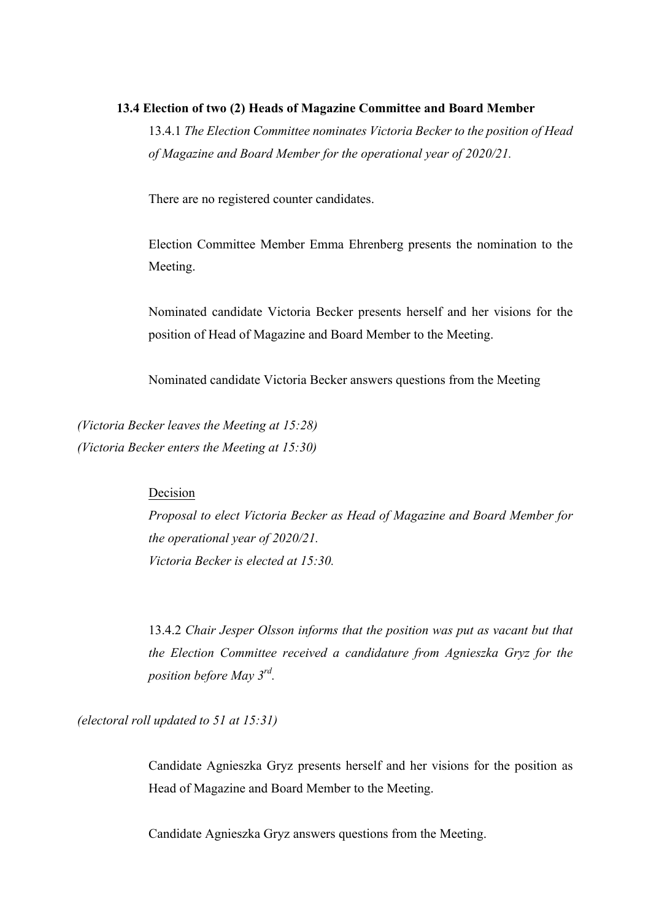### 13.4 Election of two (2) Heads of Magazine Committee and Board Member

13.4.1 *The Election Committee nominates Victoria Becker to the position of Head of Magazine and Board Member for the operational year of 2020/21.*

There are no registered counter candidates.

Election Committee Member Emma Ehrenberg presents the nomination to the Meeting.

Nominated candidate Victoria Becker presents herself and her visions for the position of Head of Magazine and Board Member to the Meeting.

Nominated candidate Victoria Becker answers questions from the Meeting

*(Victoria Becker leaves the Meeting at 15:28)*
*(Victoria Becker enters the Meeting at 15:30)*

<u>Decision</u>

*Proposal to elect Victoria Becker as Head of Magazine and Board Member for the operational year of 2020/21.*
*Victoria Becker is elected at 15:30.*

13.4.2 *Chair Jesper Olsson informs that the position was put as vacant but that the Election Committee received a candidature from Agnieszka Gryz for the position before May 3rd.*

*(electoral roll updated to 51 at 15:31)*

Candidate Agnieszka Gryz presents herself and her visions for the position as Head of Magazine and Board Member to the Meeting.

Candidate Agnieszka Gryz answers questions from the Meeting.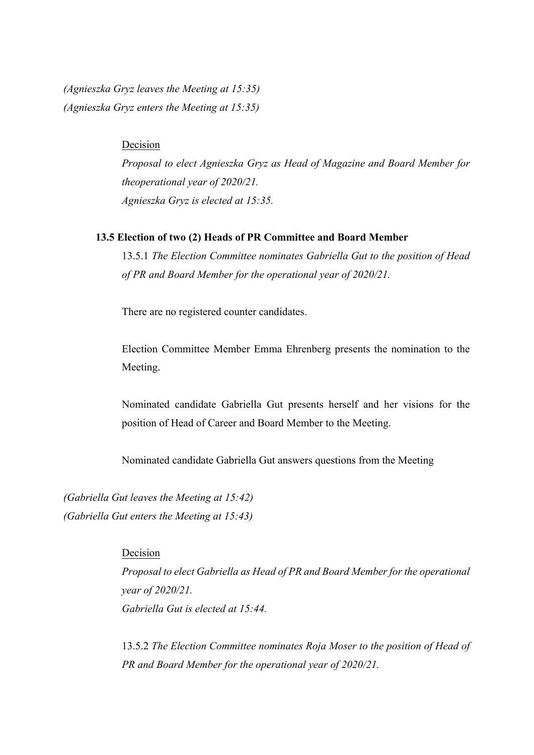*(Agnieszka Gryz leaves the Meeting at 15:35)*
*(Agnieszka Gryz enters the Meeting at 15:35)*

Decision

*Proposal to elect Agnieszka Gryz as Head of Magazine and Board Member for theoperational year of 2020/21.*
*Agnieszka Gryz is elected at 15:35.*

### 13.5 Election of two (2) Heads of PR Committee and Board Member

13.5.1 *The Election Committee nominates Gabriella Gut to the position of Head of PR and Board Member for the operational year of 2020/21.*

There are no registered counter candidates.

Election Committee Member Emma Ehrenberg presents the nomination to the Meeting.

Nominated candidate Gabriella Gut presents herself and her visions for the position of Head of Career and Board Member to the Meeting.

Nominated candidate Gabriella Gut answers questions from the Meeting

*(Gabriella Gut leaves the Meeting at 15:42)*
*(Gabriella Gut enters the Meeting at 15:43)*

Decision

*Proposal to elect Gabriella as Head of PR and Board Member for the operational year of 2020/21.*
*Gabriella Gut is elected at 15:44.*

13.5.2 *The Election Committee nominates Roja Moser to the position of Head of PR and Board Member for the operational year of 2020/21.*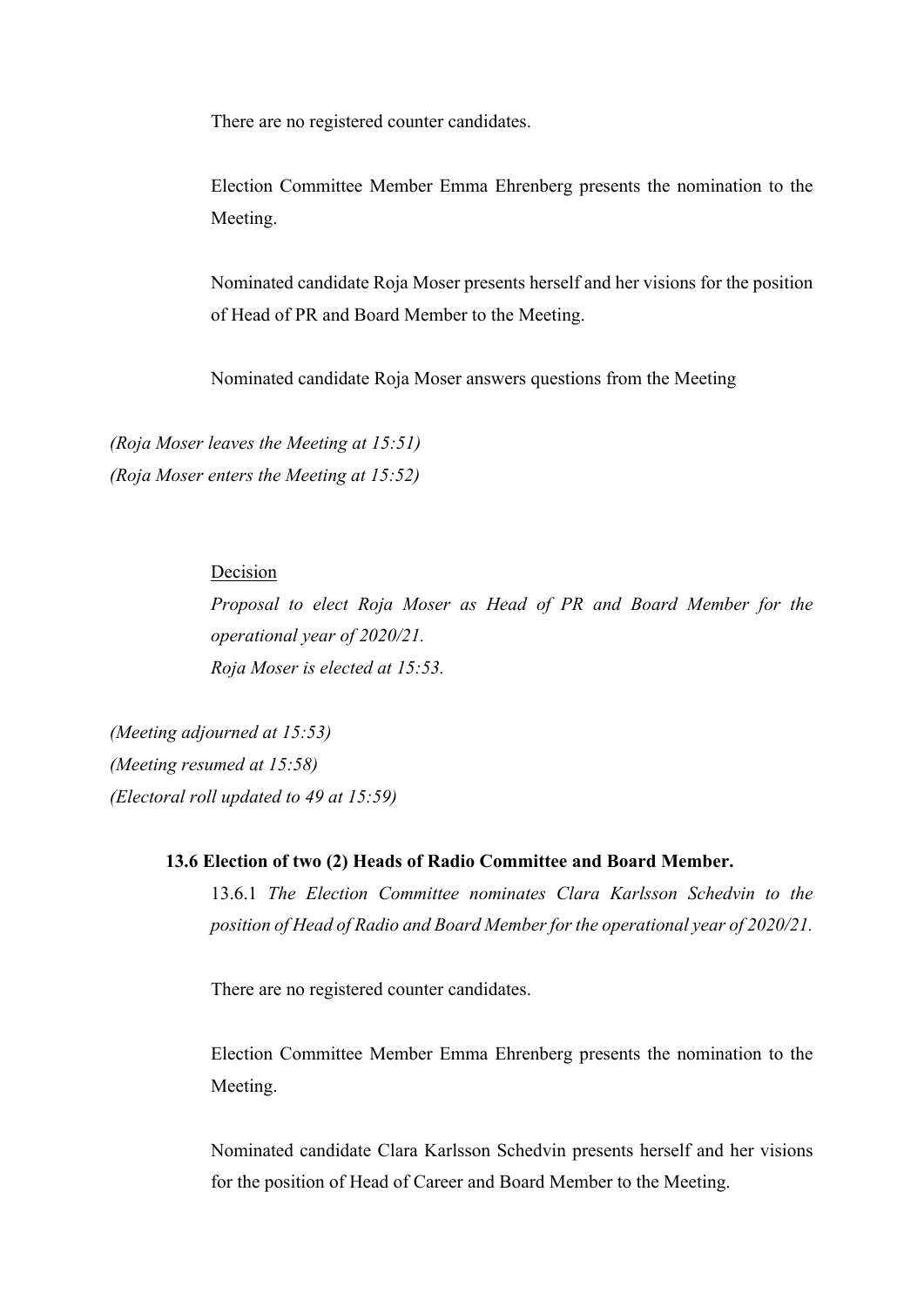There are no registered counter candidates.

Election Committee Member Emma Ehrenberg presents the nomination to the Meeting.

Nominated candidate Roja Moser presents herself and her visions for the position of Head of PR and Board Member to the Meeting.

Nominated candidate Roja Moser answers questions from the Meeting

*(Roja Moser leaves the Meeting at 15:51)*
*(Roja Moser enters the Meeting at 15:52)*

Decision

*Proposal to elect Roja Moser as Head of PR and Board Member for the operational year of 2020/21.*
*Roja Moser is elected at 15:53.*

*(Meeting adjourned at 15:53)*
*(Meeting resumed at 15:58)*
*(Electoral roll updated to 49 at 15:59)*

**13.6 Election of two (2) Heads of Radio Committee and Board Member.**

13.6.1 *The Election Committee nominates Clara Karlsson Schedvin to the position of Head of Radio and Board Member for the operational year of 2020/21.*

There are no registered counter candidates.

Election Committee Member Emma Ehrenberg presents the nomination to the Meeting.

Nominated candidate Clara Karlsson Schedvin presents herself and her visions for the position of Head of Career and Board Member to the Meeting.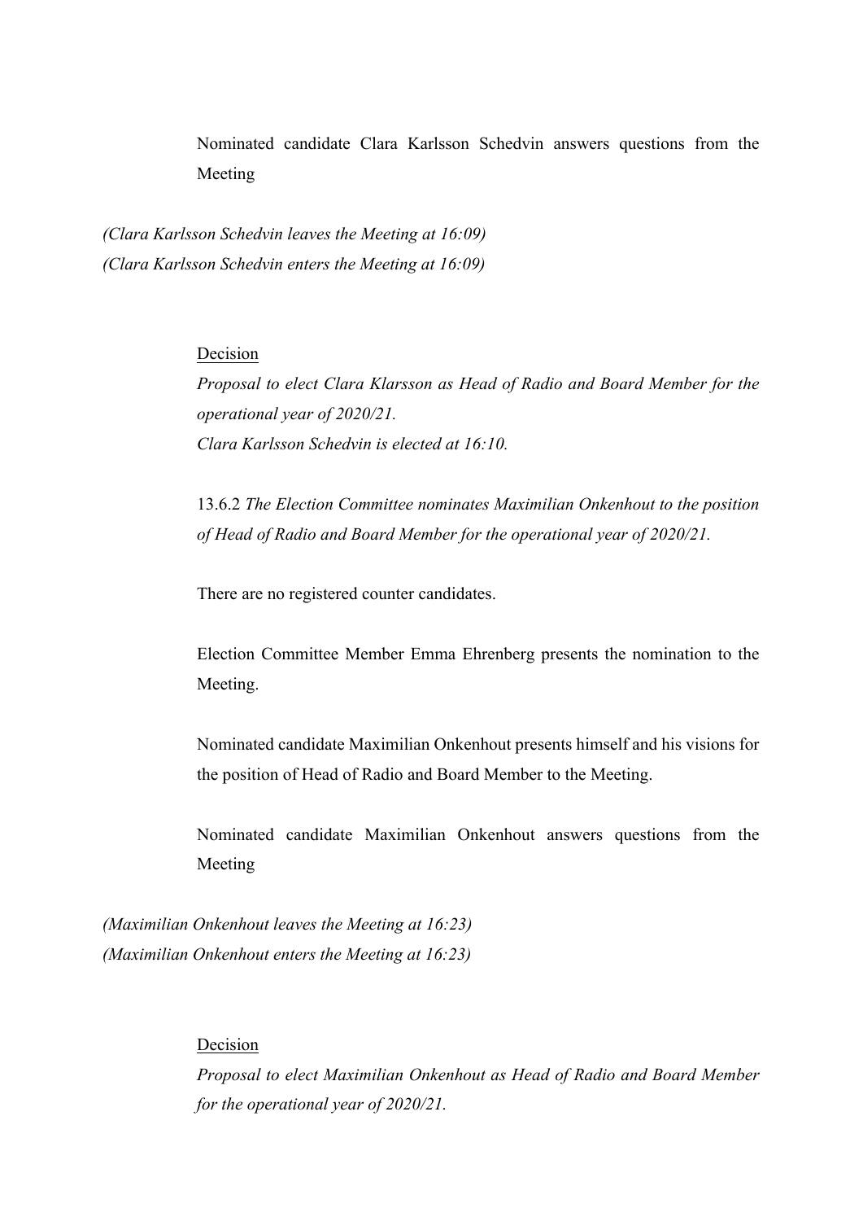Nominated candidate Clara Karlsson Schedvin answers questions from the Meeting

*(Clara Karlsson Schedvin leaves the Meeting at 16:09)*
*(Clara Karlsson Schedvin enters the Meeting at 16:09)*

Decision

*Proposal to elect Clara Klarsson as Head of Radio and Board Member for the operational year of 2020/21.*
*Clara Karlsson Schedvin is elected at 16:10.*

13.6.2 *The Election Committee nominates Maximilian Onkenhout to the position of Head of Radio and Board Member for the operational year of 2020/21.*

There are no registered counter candidates.

Election Committee Member Emma Ehrenberg presents the nomination to the Meeting.

Nominated candidate Maximilian Onkenhout presents himself and his visions for the position of Head of Radio and Board Member to the Meeting.

Nominated candidate Maximilian Onkenhout answers questions from the Meeting

*(Maximilian Onkenhout leaves the Meeting at 16:23)*
*(Maximilian Onkenhout enters the Meeting at 16:23)*

Decision

*Proposal to elect Maximilian Onkenhout as Head of Radio and Board Member for the operational year of 2020/21.*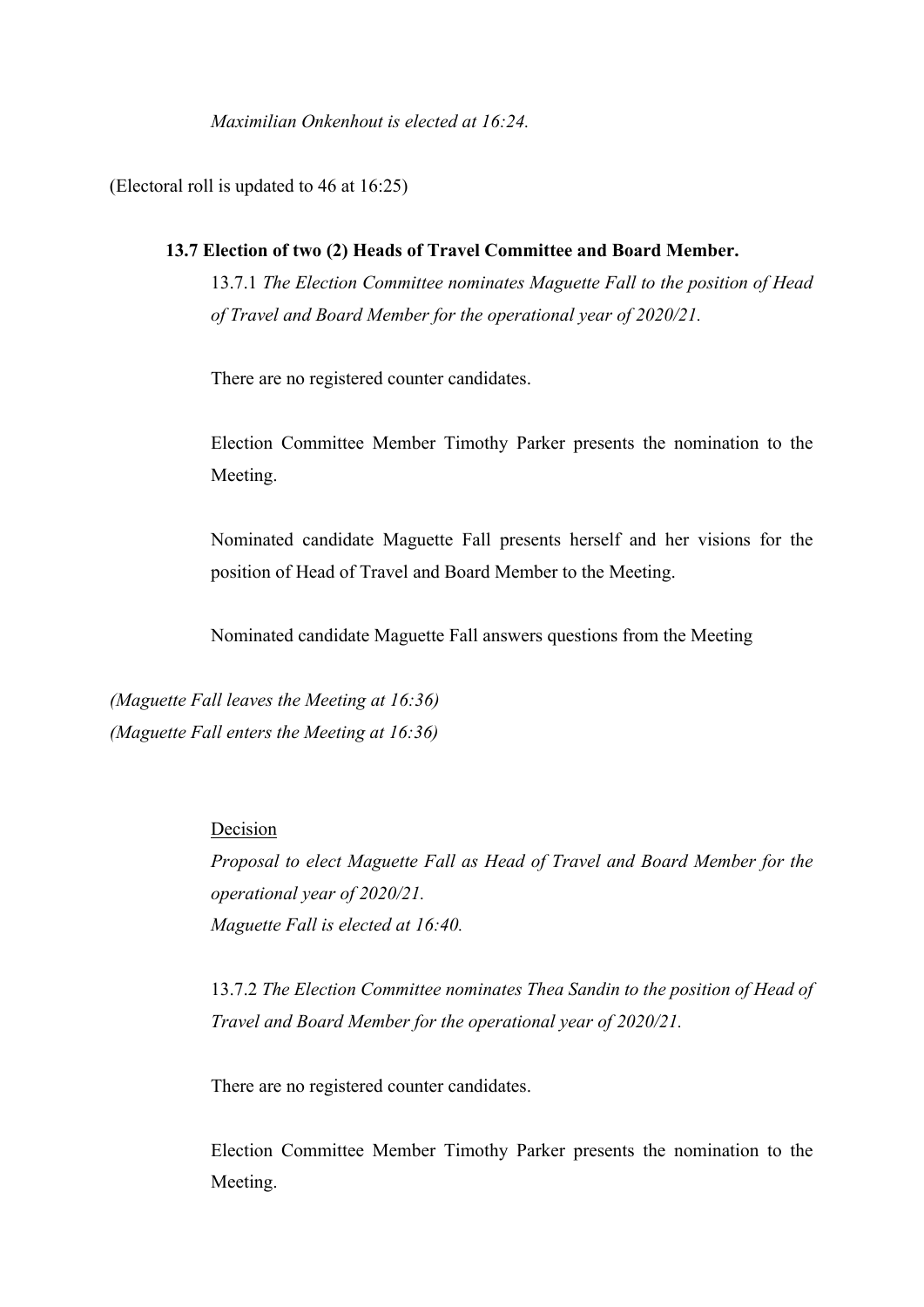*Maximilian Onkenhout is elected at 16:24.*

(Electoral roll is updated to 46 at 16:25)

**13.7 Election of two (2) Heads of Travel Committee and Board Member.**

13.7.1 *The Election Committee nominates Maguette Fall to the position of Head of Travel and Board Member for the operational year of 2020/21.*

There are no registered counter candidates.

Election Committee Member Timothy Parker presents the nomination to the Meeting.

Nominated candidate Maguette Fall presents herself and her visions for the position of Head of Travel and Board Member to the Meeting.

Nominated candidate Maguette Fall answers questions from the Meeting

*(Maguette Fall leaves the Meeting at 16:36)*
*(Maguette Fall enters the Meeting at 16:36)*

Decision

*Proposal to elect Maguette Fall as Head of Travel and Board Member for the operational year of 2020/21.*
*Maguette Fall is elected at 16:40.*

13.7.2 *The Election Committee nominates Thea Sandin to the position of Head of Travel and Board Member for the operational year of 2020/21.*

There are no registered counter candidates.

Election Committee Member Timothy Parker presents the nomination to the Meeting.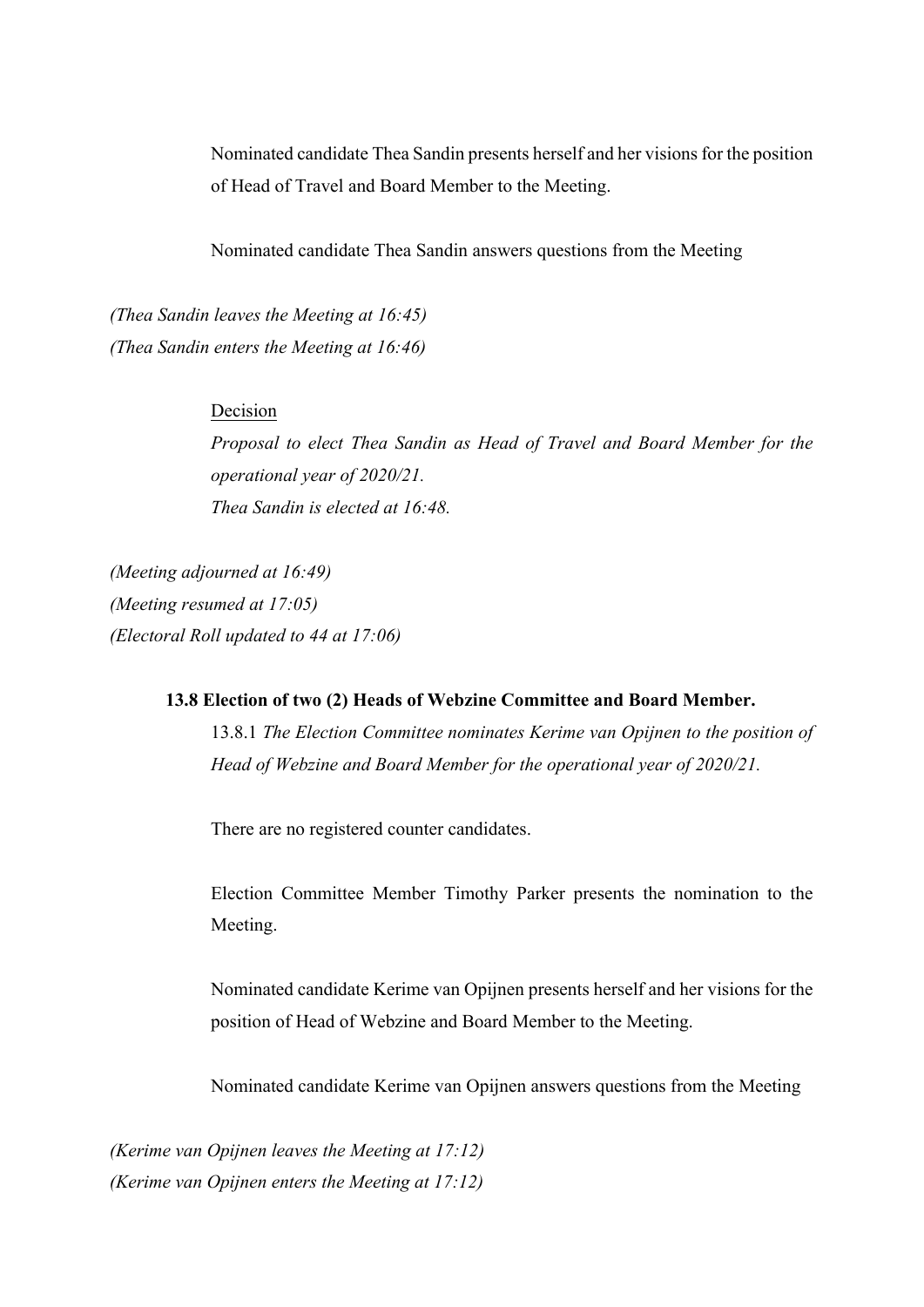Nominated candidate Thea Sandin presents herself and her visions for the position of Head of Travel and Board Member to the Meeting.

Nominated candidate Thea Sandin answers questions from the Meeting

*(Thea Sandin leaves the Meeting at 16:45)*
*(Thea Sandin enters the Meeting at 16:46)*

Decision
*Proposal to elect Thea Sandin as Head of Travel and Board Member for the operational year of 2020/21.*
*Thea Sandin is elected at 16:48.*

*(Meeting adjourned at 16:49)*
*(Meeting resumed at 17:05)*
*(Electoral Roll updated to 44 at 17:06)*

**13.8 Election of two (2) Heads of Webzine Committee and Board Member.**

13.8.1 *The Election Committee nominates Kerime van Opijnen to the position of Head of Webzine and Board Member for the operational year of 2020/21.*

There are no registered counter candidates.

Election Committee Member Timothy Parker presents the nomination to the Meeting.

Nominated candidate Kerime van Opijnen presents herself and her visions for the position of Head of Webzine and Board Member to the Meeting.

Nominated candidate Kerime van Opijnen answers questions from the Meeting

*(Kerime van Opijnen leaves the Meeting at 17:12)*
*(Kerime van Opijnen enters the Meeting at 17:12)*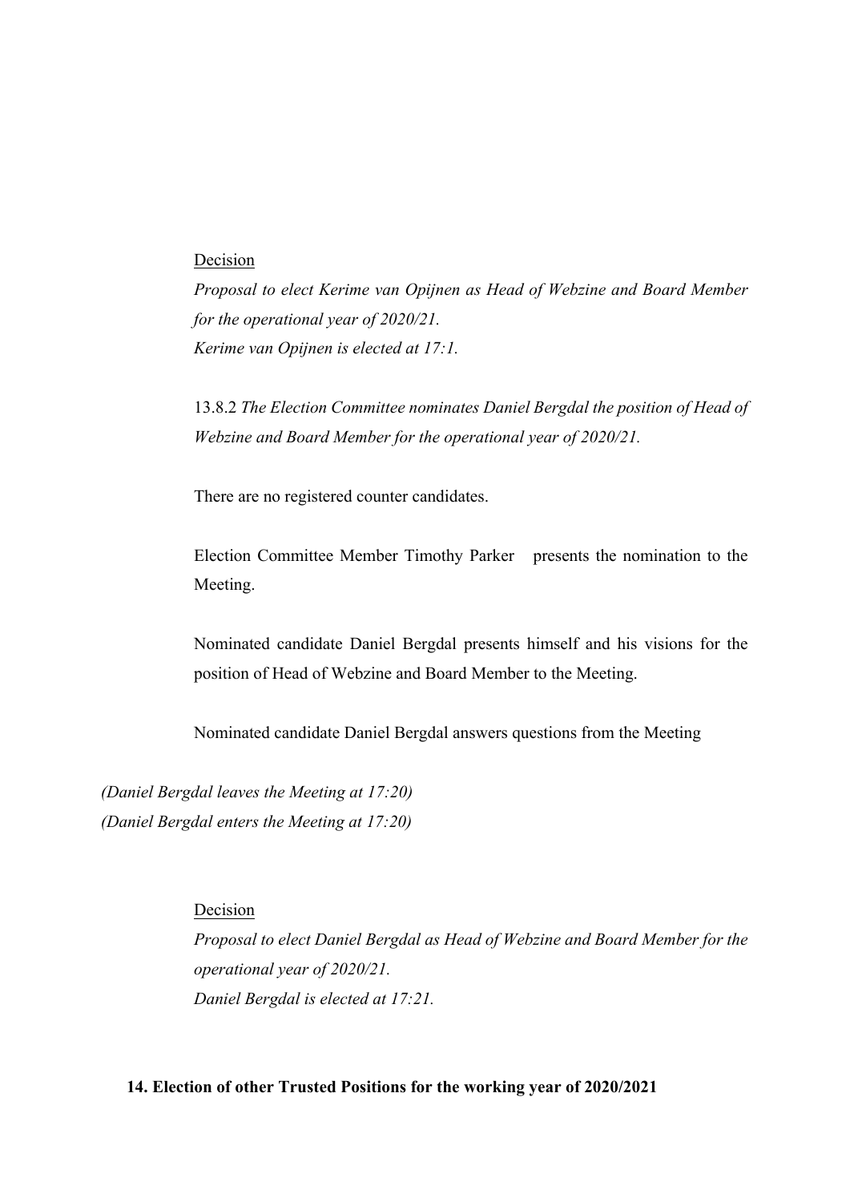<u>Decision</u>

*Proposal to elect Kerime van Opijnen as Head of Webzine and Board Member for the operational year of 2020/21.*
*Kerime van Opijnen is elected at 17:1.*

13.8.2 *The Election Committee nominates Daniel Bergdal the position of Head of Webzine and Board Member for the operational year of 2020/21.*

There are no registered counter candidates.

Election Committee Member Timothy Parker presents the nomination to the Meeting.

Nominated candidate Daniel Bergdal presents himself and his visions for the position of Head of Webzine and Board Member to the Meeting.

Nominated candidate Daniel Bergdal answers questions from the Meeting

*(Daniel Bergdal leaves the Meeting at 17:20)*
*(Daniel Bergdal enters the Meeting at 17:20)*

<u>Decision</u>

*Proposal to elect Daniel Bergdal as Head of Webzine and Board Member for the operational year of 2020/21.*
*Daniel Bergdal is elected at 17:21.*

**14. Election of other Trusted Positions for the working year of 2020/2021**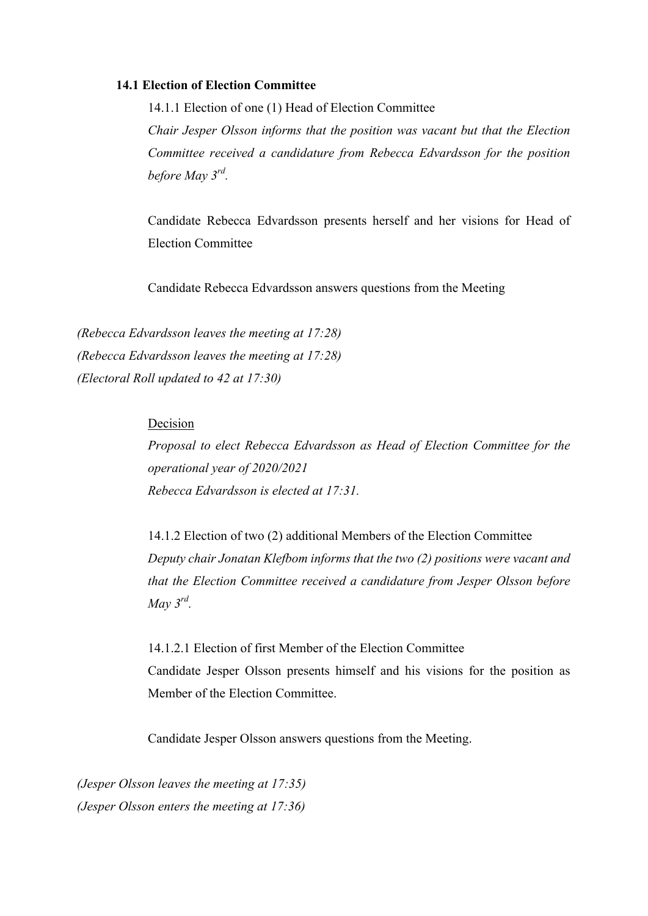**14.1 Election of Election Committee**

14.1.1 Election of one (1) Head of Election Committee

*Chair Jesper Olsson informs that the position was vacant but that the Election Committee received a candidature from Rebecca Edvardsson for the position before May 3rd.*

Candidate Rebecca Edvardsson presents herself and her visions for Head of Election Committee

Candidate Rebecca Edvardsson answers questions from the Meeting

*(Rebecca Edvardsson leaves the meeting at 17:28)*
*(Rebecca Edvardsson leaves the meeting at 17:28)*
*(Electoral Roll updated to 42 at 17:30)*

Decision

*Proposal to elect Rebecca Edvardsson as Head of Election Committee for the operational year of 2020/2021*
*Rebecca Edvardsson is elected at 17:31.*

14.1.2 Election of two (2) additional Members of the Election Committee

*Deputy chair Jonatan Klefbom informs that the two (2) positions were vacant and that the Election Committee received a candidature from Jesper Olsson before May 3rd.*

14.1.2.1 Election of first Member of the Election Committee

Candidate Jesper Olsson presents himself and his visions for the position as Member of the Election Committee.

Candidate Jesper Olsson answers questions from the Meeting.

*(Jesper Olsson leaves the meeting at 17:35)*
*(Jesper Olsson enters the meeting at 17:36)*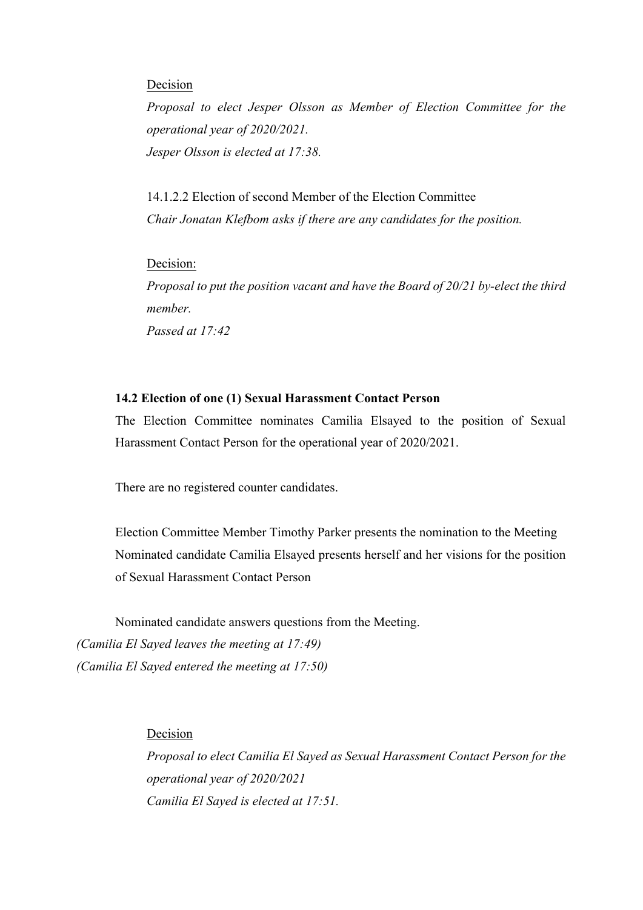Decision

*Proposal to elect Jesper Olsson as Member of Election Committee for the operational year of 2020/2021.*
*Jesper Olsson is elected at 17:38.*

14.1.2.2 Election of second Member of the Election Committee
*Chair Jonatan Klefbom asks if there are any candidates for the position.*

Decision:

*Proposal to put the position vacant and have the Board of 20/21 by-elect the third member.*
*Passed at 17:42*

**14.2 Election of one (1) Sexual Harassment Contact Person**

The Election Committee nominates Camilia Elsayed to the position of Sexual Harassment Contact Person for the operational year of 2020/2021.

There are no registered counter candidates.

Election Committee Member Timothy Parker presents the nomination to the Meeting
Nominated candidate Camilia Elsayed presents herself and her visions for the position of Sexual Harassment Contact Person

Nominated candidate answers questions from the Meeting.
*(Camilia El Sayed leaves the meeting at 17:49)*
*(Camilia El Sayed entered the meeting at 17:50)*

Decision

*Proposal to elect Camilia El Sayed as Sexual Harassment Contact Person for the operational year of 2020/2021*
*Camilia El Sayed is elected at 17:51.*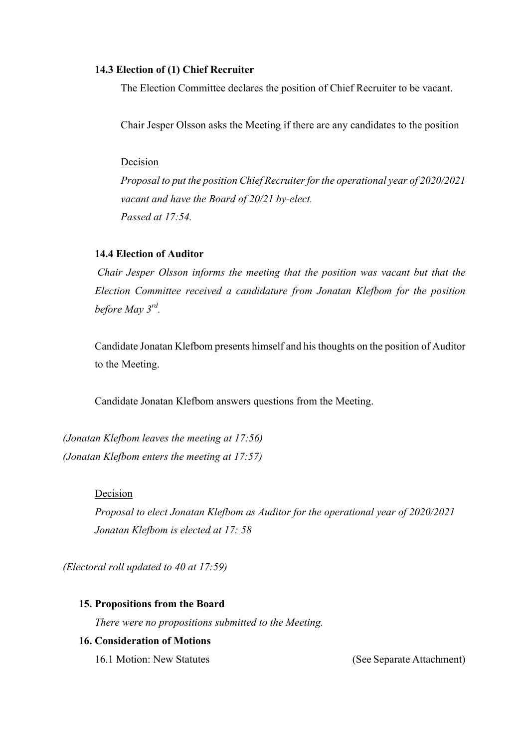### 14.3 Election of (1) Chief Recruiter

The Election Committee declares the position of Chief Recruiter to be vacant.

Chair Jesper Olsson asks the Meeting if there are any candidates to the position

Decision

*Proposal to put the position Chief Recruiter for the operational year of 2020/2021 vacant and have the Board of 20/21 by-elect.*
*Passed at 17:54.*

### 14.4 Election of Auditor

*Chair Jesper Olsson informs the meeting that the position was vacant but that the Election Committee received a candidature from Jonatan Klefbom for the position before May 3rd.*

Candidate Jonatan Klefbom presents himself and his thoughts on the position of Auditor to the Meeting.

Candidate Jonatan Klefbom answers questions from the Meeting.

*(Jonatan Klefbom leaves the meeting at 17:56)*
*(Jonatan Klefbom enters the meeting at 17:57)*

Decision

*Proposal to elect Jonatan Klefbom as Auditor for the operational year of 2020/2021*
*Jonatan Klefbom is elected at 17: 58*

*(Electoral roll updated to 40 at 17:59)*

### 15. Propositions from the Board

*There were no propositions submitted to the Meeting.*

### 16. Consideration of Motions

16.1 Motion: New Statutes (See Separate Attachment)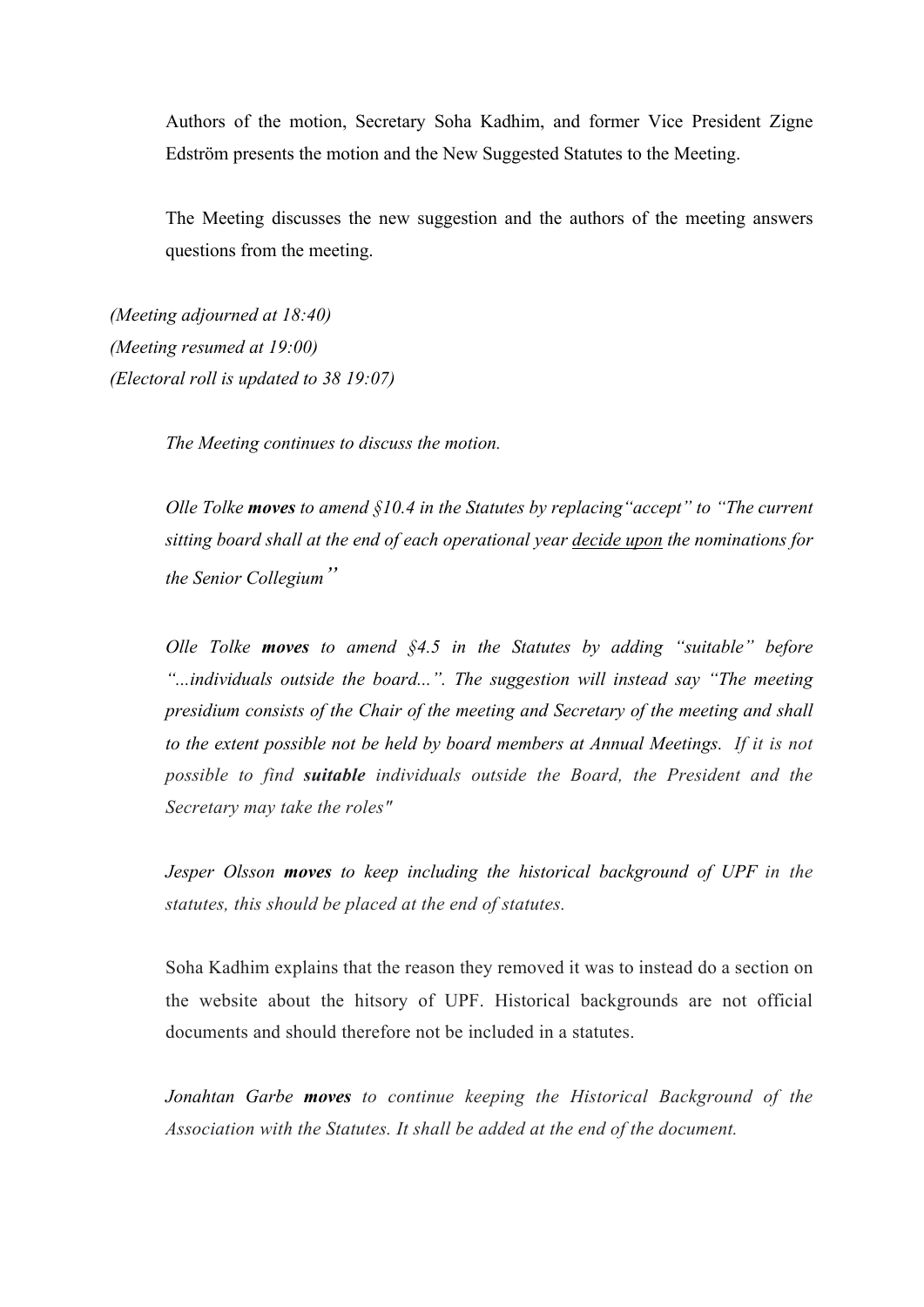Authors of the motion, Secretary Soha Kadhim, and former Vice President Zigne Edström presents the motion and the New Suggested Statutes to the Meeting.

The Meeting discusses the new suggestion and the authors of the meeting answers questions from the meeting.

*(Meeting adjourned at 18:40)*
*(Meeting resumed at 19:00)*
*(Electoral roll is updated to 38 19:07)*

*The Meeting continues to discuss the motion.*

*Olle Tolke **moves** to amend §10.4 in the Statutes by replacing"accept" to "The current sitting board shall at the end of each operational year <u>decide upon</u> the nominations for the Senior Collegium"*

*Olle Tolke **moves** to amend §4.5 in the Statutes by adding "suitable" before "...individuals outside the board...". The suggestion will instead say "The meeting presidium consists of the Chair of the meeting and Secretary of the meeting and shall to the extent possible not be held by board members at Annual Meetings. If it is not possible to find **suitable** individuals outside the Board, the President and the Secretary may take the roles"*

*Jesper Olsson **moves** to keep including the historical background of UPF in the statutes, this should be placed at the end of statutes.*

Soha Kadhim explains that the reason they removed it was to instead do a section on the website about the hitsory of UPF. Historical backgrounds are not official documents and should therefore not be included in a statutes.

*Jonahtan Garbe **moves** to continue keeping the Historical Background of the Association with the Statutes. It shall be added at the end of the document.*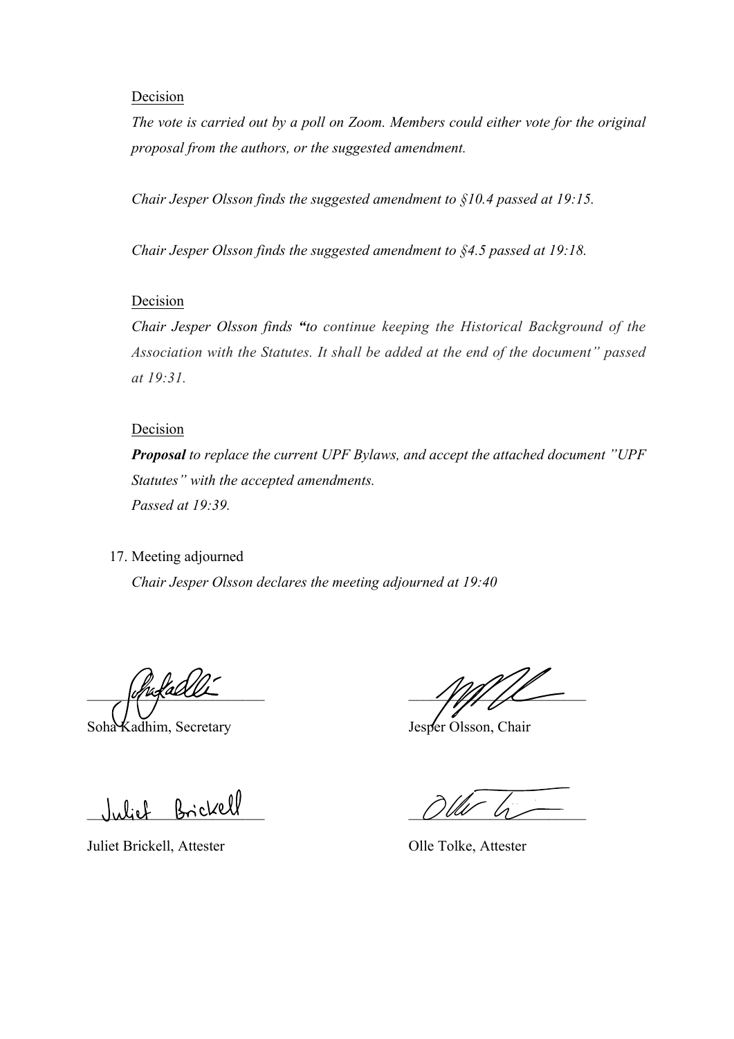Decision

*The vote is carried out by a poll on Zoom. Members could either vote for the original proposal from the authors, or the suggested amendment.*

*Chair Jesper Olsson finds the suggested amendment to §10.4 passed at 19:15.*

*Chair Jesper Olsson finds the suggested amendment to §4.5 passed at 19:18.*

Decision

*Chair Jesper Olsson finds* ***“****to continue keeping the Historical Background of the Association with the Statutes. It shall be added at the end of the document” passed at 19:31.*

Decision

***Proposal*** *to replace the current UPF Bylaws, and accept the attached document ”UPF Statutes” with the accepted amendments.*
*Passed at 19:39.*

17. Meeting adjourned

    *Chair Jesper Olsson declares the meeting adjourned at 19:40*

Soha Kadhim, Secretary

Jesper Olsson, Chair

Juliet Brickell, Attester

Olle Tolke, Attester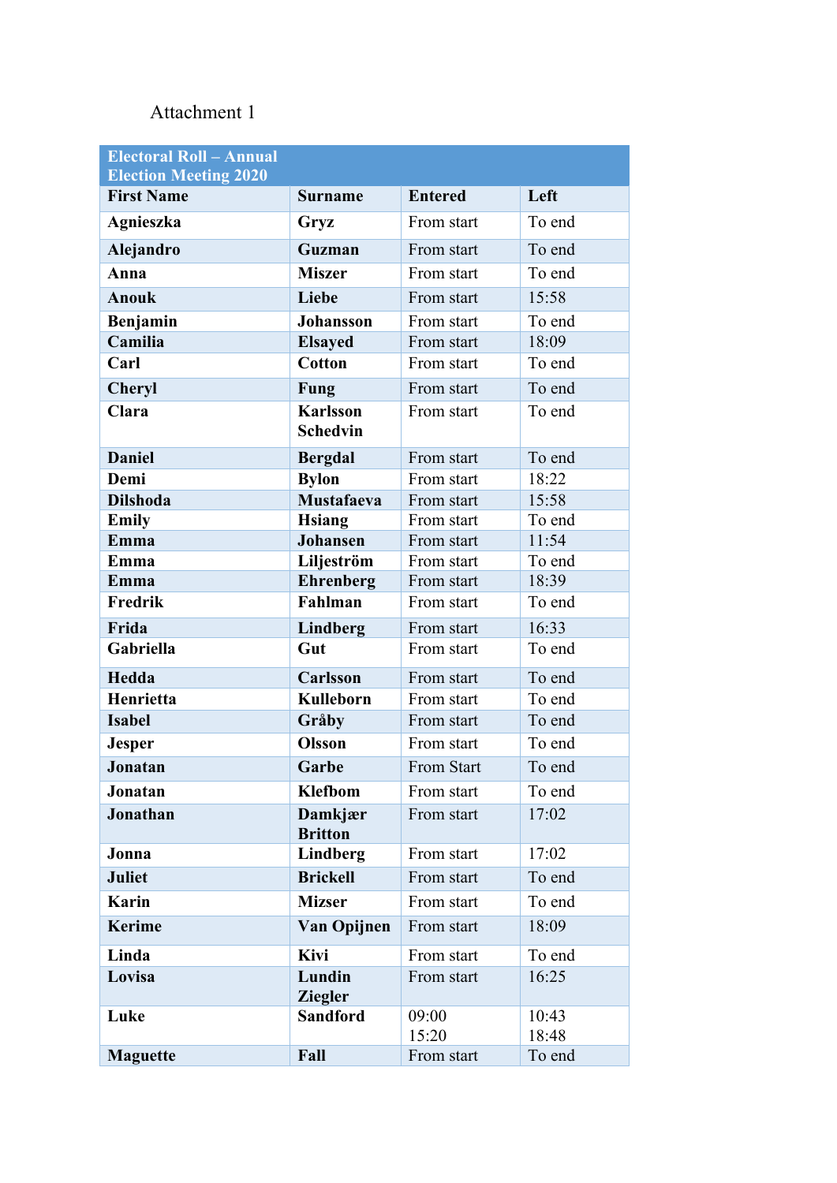Attachment 1

| Electoral Roll – Annual Election Meeting 2020 | | | |
|---|---|---|---|
| **First Name** | **Surname** | **Entered** | **Left** |
| **Agnieszka** | **Gryz** | From start | To end |
| **Alejandro** | **Guzman** | From start | To end |
| **Anna** | **Miszer** | From start | To end |
| **Anouk** | **Liebe** | From start | 15:58 |
| **Benjamin** | **Johansson** | From start | To end |
| **Camilia** | **Elsayed** | From start | 18:09 |
| **Carl** | **Cotton** | From start | To end |
| **Cheryl** | **Fung** | From start | To end |
| **Clara** | **Karlsson Schedvin** | From start | To end |
| **Daniel** | **Bergdal** | From start | To end |
| **Demi** | **Bylon** | From start | 18:22 |
| **Dilshoda** | **Mustafaeva** | From start | 15:58 |
| **Emily** | **Hsiang** | From start | To end |
| **Emma** | **Johansen** | From start | 11:54 |
| **Emma** | **Liljeström** | From start | To end |
| **Emma** | **Ehrenberg** | From start | 18:39 |
| **Fredrik** | **Fahlman** | From start | To end |
| **Frida** | **Lindberg** | From start | 16:33 |
| **Gabriella** | **Gut** | From start | To end |
| **Hedda** | **Carlsson** | From start | To end |
| **Henrietta** | **Kulleborn** | From start | To end |
| **Isabel** | **Gråby** | From start | To end |
| **Jesper** | **Olsson** | From start | To end |
| **Jonatan** | **Garbe** | From Start | To end |
| **Jonatan** | **Klefbom** | From start | To end |
| **Jonathan** | **Damkjær Britton** | From start | 17:02 |
| **Jonna** | **Lindberg** | From start | 17:02 |
| **Juliet** | **Brickell** | From start | To end |
| **Karin** | **Mizser** | From start | To end |
| **Kerime** | **Van Opijnen** | From start | 18:09 |
| **Linda** | **Kivi** | From start | To end |
| **Lovisa** | **Lundin Ziegler** | From start | 16:25 |
| **Luke** | **Sandford** | 09:00<br>15:20 | 10:43<br>18:48 |
| **Maguette** | **Fall** | From start | To end |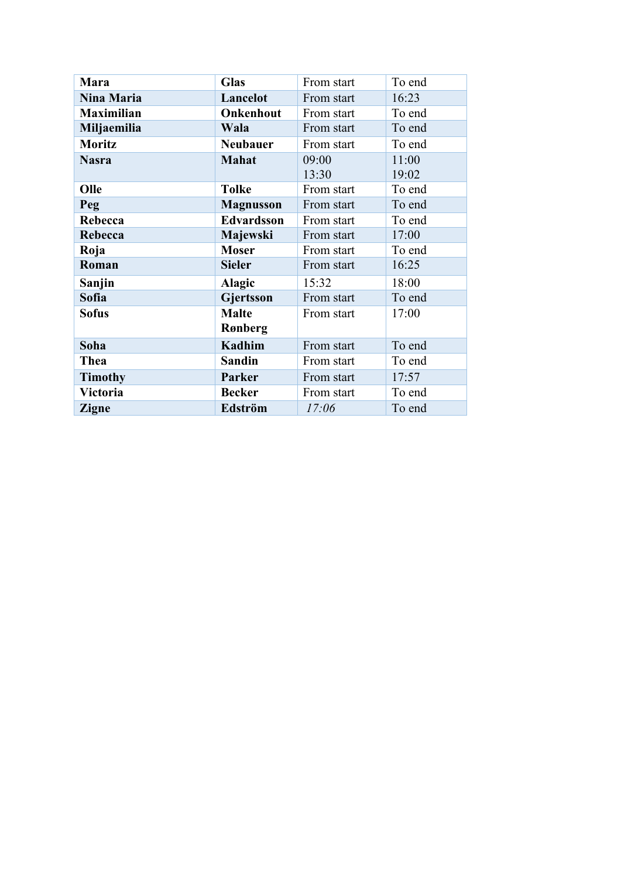| | | | |
|---|---|---|---|
| **Mara** | **Glas** | From start | To end |
| **Nina Maria** | **Lancelot** | From start | 16:23 |
| **Maximilian** | **Onkenhout** | From start | To end |
| **Miljaemilia** | **Wala** | From start | To end |
| **Moritz** | **Neubauer** | From start | To end |
| **Nasra** | **Mahat** | 09:00<br>13:30 | 11:00<br>19:02 |
| **Olle** | **Tolke** | From start | To end |
| **Peg** | **Magnusson** | From start | To end |
| **Rebecca** | **Edvardsson** | From start | To end |
| **Rebecca** | **Majewski** | From start | 17:00 |
| **Roja** | **Moser** | From start | To end |
| **Roman** | **Sieler** | From start | 16:25 |
| **Sanjin** | **Alagic** | 15:32 | 18:00 |
| **Sofia** | **Gjertsson** | From start | To end |
| **Sofus** | **Malte Rønberg** | From start | 17:00 |
| **Soha** | **Kadhim** | From start | To end |
| **Thea** | **Sandin** | From start | To end |
| **Timothy** | **Parker** | From start | 17:57 |
| **Victoria** | **Becker** | From start | To end |
| **Zigne** | **Edström** | *17:06* | To end |